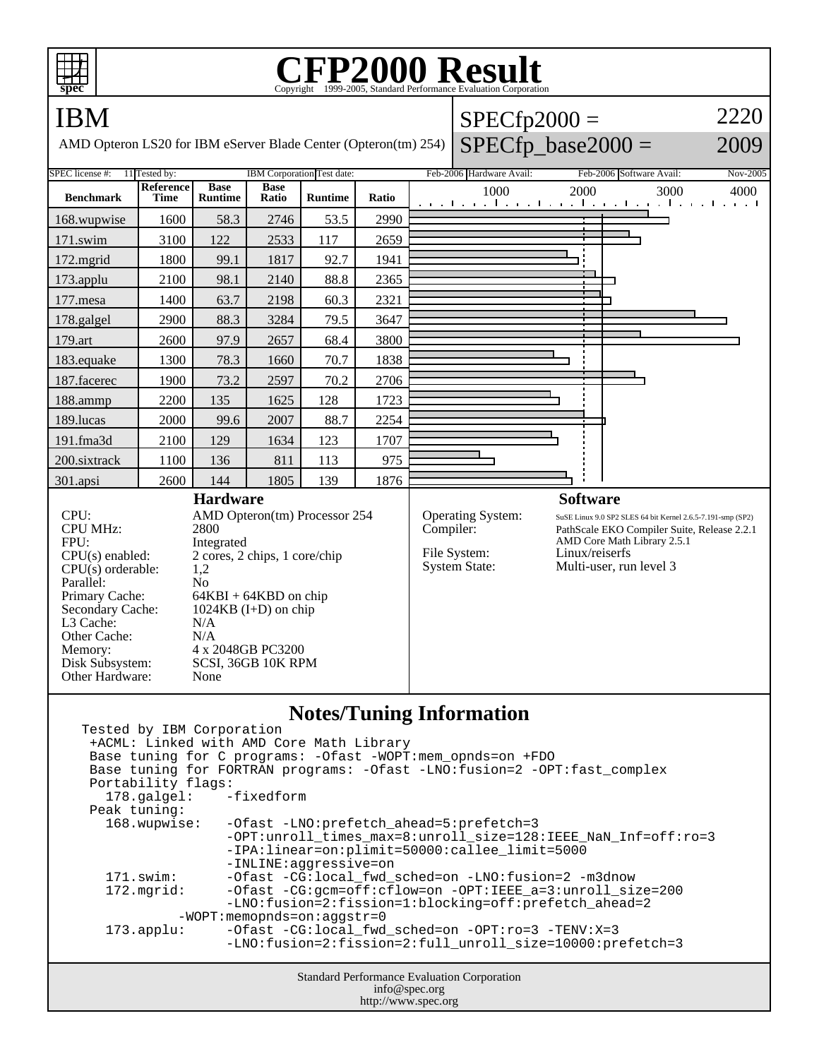# CFP2000 Result

Copyright 1999-2005, Standard Performance Evaluation Corporation

## IBM

AMD Opteron LS20 for IBM eServer Blade Center (Opteron(tm) 254)

SPECfp2000 = 2220

SPECfp_base2000 = 2009

| SPEC license #: | 11 | Tested by: | IBM Corporation | Test date: | Feb-2006 | Hardware Avail: | Feb-2006 | Software Avail: | Nov-2005 |
|---|---|---|---|---|---|---|---|---|---|

| Benchmark | Reference Time | Base Runtime | Base Ratio | Runtime | Ratio |
|---|---|---|---|---|---|
| 168.wupwise | 1600 | 58.3 | 2746 | 53.5 | 2990 |
| 171.swim | 3100 | 122 | 2533 | 117 | 2659 |
| 172.mgrid | 1800 | 99.1 | 1817 | 92.7 | 1941 |
| 173.applu | 2100 | 98.1 | 2140 | 88.8 | 2365 |
| 177.mesa | 1400 | 63.7 | 2198 | 60.3 | 2321 |
| 178.galgel | 2900 | 88.3 | 3284 | 79.5 | 3647 |
| 179.art | 2600 | 97.9 | 2657 | 68.4 | 3800 |
| 183.equake | 1300 | 78.3 | 1660 | 70.7 | 1838 |
| 187.facerec | 1900 | 73.2 | 2597 | 70.2 | 2706 |
| 188.ammp | 2200 | 135 | 1625 | 128 | 1723 |
| 189.lucas | 2000 | 99.6 | 2007 | 88.7 | 2254 |
| 191.fma3d | 2100 | 129 | 1634 | 123 | 1707 |
| 200.sixtrack | 1100 | 136 | 811 | 113 | 975 |
| 301.apsi | 2600 | 144 | 1805 | 139 | 1876 |

### Hardware

| | |
|---|---|
| CPU: | AMD Opteron(tm) Processor 254 |
| CPU MHz: | 2800 |
| FPU: | Integrated |
| CPU(s) enabled: | 2 cores, 2 chips, 1 core/chip |
| CPU(s) orderable: | 1,2 |
| Parallel: | No |
| Primary Cache: | 64KBI + 64KBD on chip |
| Secondary Cache: | 1024KB (I+D) on chip |
| L3 Cache: | N/A |
| Other Cache: | N/A |
| Memory: | 4 x 2048GB PC3200 |
| Disk Subsystem: | SCSI, 36GB 10K RPM |
| Other Hardware: | None |

### Software

| | |
|---|---|
| Operating System: | SuSE Linux 9.0 SP2 SLES 64 bit Kernel 2.6.5-7.191-smp (SP2) |
| Compiler: | PathScale EKO Compiler Suite, Release 2.2.1 AMD Core Math Library 2.5.1 |
| File System: | Linux/reiserfs |
| System State: | Multi-user, run level 3 |

## Notes/Tuning Information

```
Tested by IBM Corporation
 +ACML: Linked with AMD Core Math Library
 Base tuning for C programs: -Ofast -WOPT:mem_opnds=on +FDO
 Base tuning for FORTRAN programs: -Ofast -LNO:fusion=2 -OPT:fast_complex
 Portability flags:
   178.galgel:    -fixedform
 Peak tuning:
   168.wupwise:   -Ofast -LNO:prefetch_ahead=5:prefetch=3
                  -OPT:unroll_times_max=8:unroll_size=128:IEEE_NaN_Inf=off:ro=3
                  -IPA:linear=on:plimit=50000:callee_limit=5000
                  -INLINE:aggressive=on
   171.swim:      -Ofast -CG:local_fwd_sched=on -LNO:fusion=2 -m3dnow
   172.mgrid:     -Ofast -CG:gcm=off:cflow=on -OPT:IEEE_a=3:unroll_size=200
                  -LNO:fusion=2:fission=1:blocking=off:prefetch_ahead=2
            -WOPT:memopnds=on:aggstr=0
   173.applu:     -Ofast -CG:local_fwd_sched=on -OPT:ro=3 -TENV:X=3
                  -LNO:fusion=2:fission=2:full_unroll_size=10000:prefetch=3
```

Standard Performance Evaluation Corporation
info@spec.org
http://www.spec.org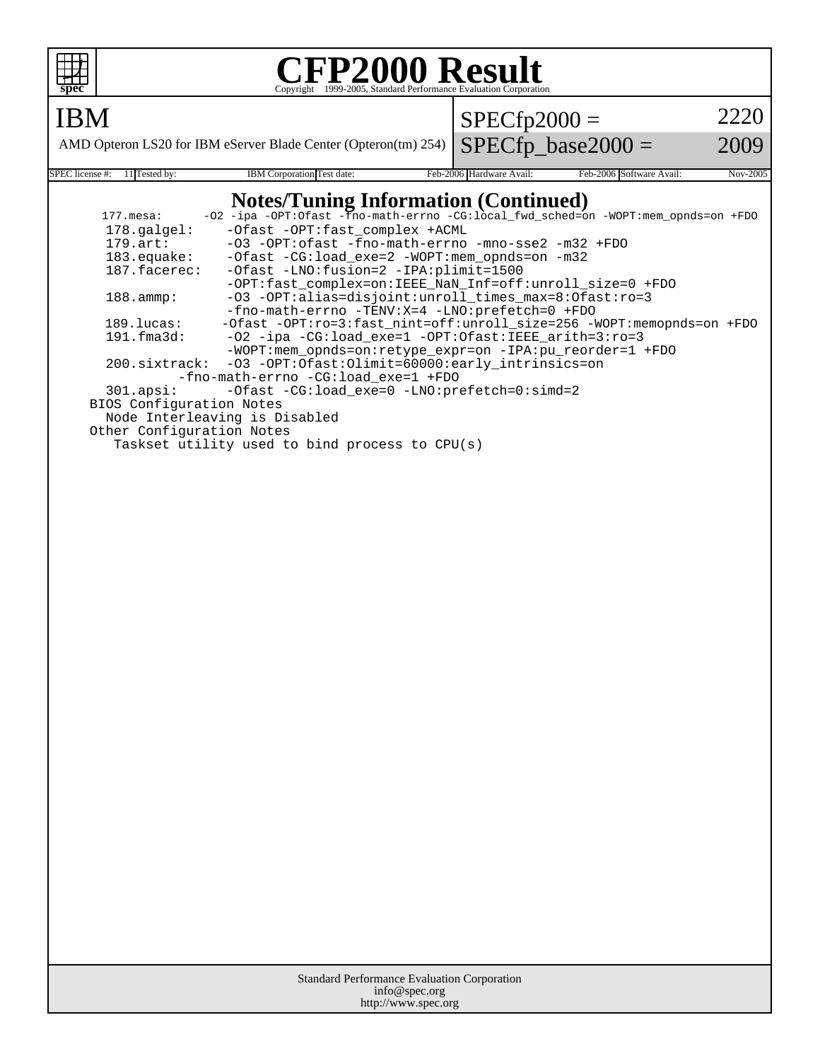# CFP2000 Result

Copyright 1999-2005, Standard Performance Evaluation Corporation

**IBM**

AMD Opteron LS20 for IBM eServer Blade Center (Opteron(tm) 254)

SPECfp2000 = 2220

SPECfp_base2000 = 2009

| SPEC license #: | 11 | Tested by: | IBM Corporation | Test date: | Feb-2006 | Hardware Avail: | Feb-2006 | Software Avail: | Nov-2005 |
|---|---|---|---|---|---|---|---|---|---|

## Notes/Tuning Information (Continued)

```
 177.mesa:      -O2 -ipa -OPT:Ofast -fno-math-errno -CG:local_fwd_sched=on -WOPT:mem_opnds=on +FDO
 178.galgel:    -Ofast -OPT:fast_complex +ACML
 179.art:       -O3 -OPT:ofast -fno-math-errno -mno-sse2 -m32 +FDO
 183.equake:    -Ofast -CG:load_exe=2 -WOPT:mem_opnds=on -m32
 187.facerec:   -Ofast -LNO:fusion=2 -IPA:plimit=1500
                -OPT:fast_complex=on:IEEE_NaN_Inf=off:unroll_size=0 +FDO
 188.ammp:      -O3 -OPT:alias=disjoint:unroll_times_max=8:Ofast:ro=3
                -fno-math-errno -TENV:X=4 -LNO:prefetch=0 +FDO
 189.lucas:     -Ofast -OPT:ro=3:fast_nint=off:unroll_size=256 -WOPT:memopnds=on +FDO
 191.fma3d:     -O2 -ipa -CG:load_exe=1 -OPT:Ofast:IEEE_arith=3:ro=3
                -WOPT:mem_opnds=on:retype_expr=on -IPA:pu_reorder=1 +FDO
 200.sixtrack:  -O3 -OPT:Ofast:Olimit=60000:early_intrinsics=on
          -fno-math-errno -CG:load_exe=1 +FDO
 301.apsi:      -Ofast -CG:load_exe=0 -LNO:prefetch=0:simd=2
BIOS Configuration Notes
  Node Interleaving is Disabled
Other Configuration Notes
   Taskset utility used to bind process to CPU(s)
```

Standard Performance Evaluation Corporation
info@spec.org
http://www.spec.org